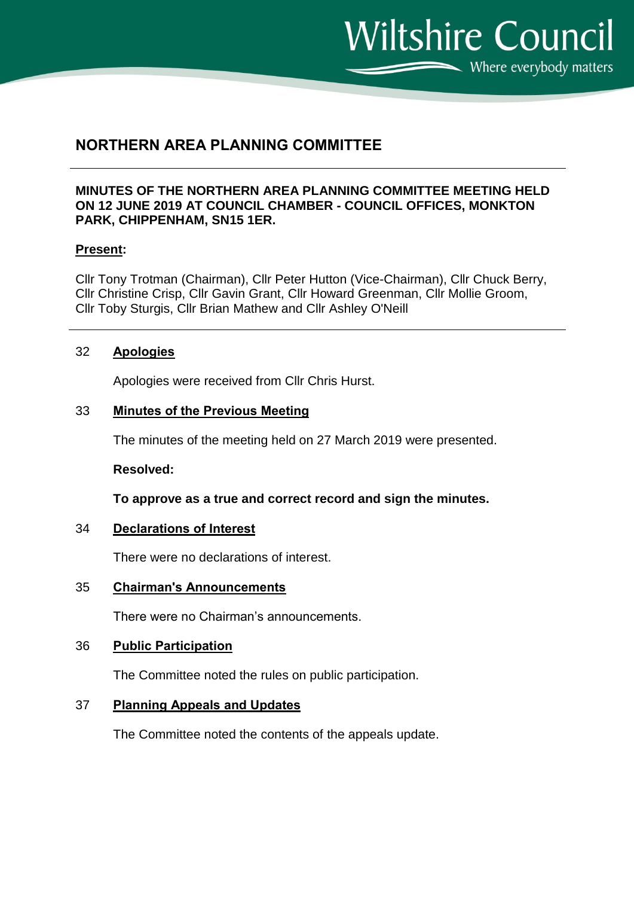Wiltshire Council

Where everybody matters

# NORTHERN AREA PLANNING COMMITTEE

**MINUTES OF THE NORTHERN AREA PLANNING COMMITTEE MEETING HELD ON 12 JUNE 2019 AT COUNCIL CHAMBER - COUNCIL OFFICES, MONKTON PARK, CHIPPENHAM, SN15 1ER.**

**Present:**

Cllr Tony Trotman (Chairman), Cllr Peter Hutton (Vice-Chairman), Cllr Chuck Berry, Cllr Christine Crisp, Cllr Gavin Grant, Cllr Howard Greenman, Cllr Mollie Groom, Cllr Toby Sturgis, Cllr Brian Mathew and Cllr Ashley O'Neill

## 32 Apologies

Apologies were received from Cllr Chris Hurst.

## 33 Minutes of the Previous Meeting

The minutes of the meeting held on 27 March 2019 were presented.

**Resolved:**

**To approve as a true and correct record and sign the minutes.**

## 34 Declarations of Interest

There were no declarations of interest.

## 35 Chairman's Announcements

There were no Chairman's announcements.

## 36 Public Participation

The Committee noted the rules on public participation.

## 37 Planning Appeals and Updates

The Committee noted the contents of the appeals update.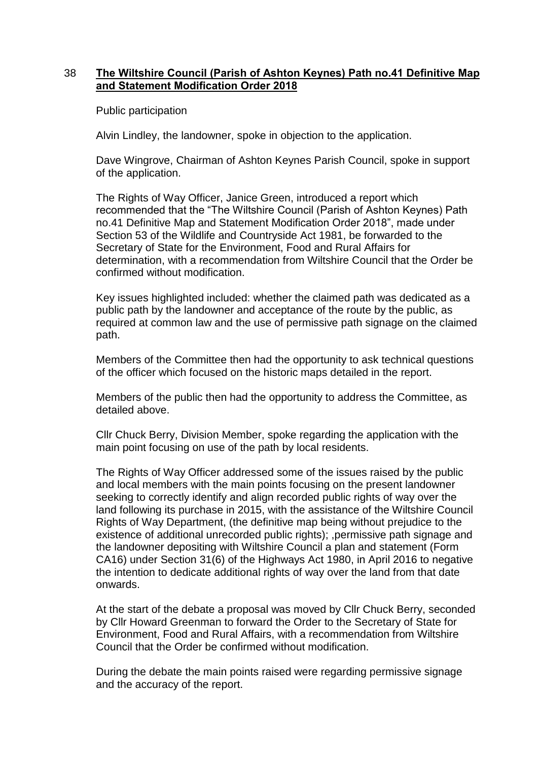## 38 The Wiltshire Council (Parish of Ashton Keynes) Path no.41 Definitive Map and Statement Modification Order 2018

Public participation

Alvin Lindley, the landowner, spoke in objection to the application.

Dave Wingrove, Chairman of Ashton Keynes Parish Council, spoke in support of the application.

The Rights of Way Officer, Janice Green, introduced a report which recommended that the "The Wiltshire Council (Parish of Ashton Keynes) Path no.41 Definitive Map and Statement Modification Order 2018", made under Section 53 of the Wildlife and Countryside Act 1981, be forwarded to the Secretary of State for the Environment, Food and Rural Affairs for determination, with a recommendation from Wiltshire Council that the Order be confirmed without modification.

Key issues highlighted included: whether the claimed path was dedicated as a public path by the landowner and acceptance of the route by the public, as required at common law and the use of permissive path signage on the claimed path.

Members of the Committee then had the opportunity to ask technical questions of the officer which focused on the historic maps detailed in the report.

Members of the public then had the opportunity to address the Committee, as detailed above.

Cllr Chuck Berry, Division Member, spoke regarding the application with the main point focusing on use of the path by local residents.

The Rights of Way Officer addressed some of the issues raised by the public and local members with the main points focusing on the present landowner seeking to correctly identify and align recorded public rights of way over the land following its purchase in 2015, with the assistance of the Wiltshire Council Rights of Way Department, (the definitive map being without prejudice to the existence of additional unrecorded public rights); ,permissive path signage and the landowner depositing with Wiltshire Council a plan and statement (Form CA16) under Section 31(6) of the Highways Act 1980, in April 2016 to negative the intention to dedicate additional rights of way over the land from that date onwards.

At the start of the debate a proposal was moved by Cllr Chuck Berry, seconded by Cllr Howard Greenman to forward the Order to the Secretary of State for Environment, Food and Rural Affairs, with a recommendation from Wiltshire Council that the Order be confirmed without modification.

During the debate the main points raised were regarding permissive signage and the accuracy of the report.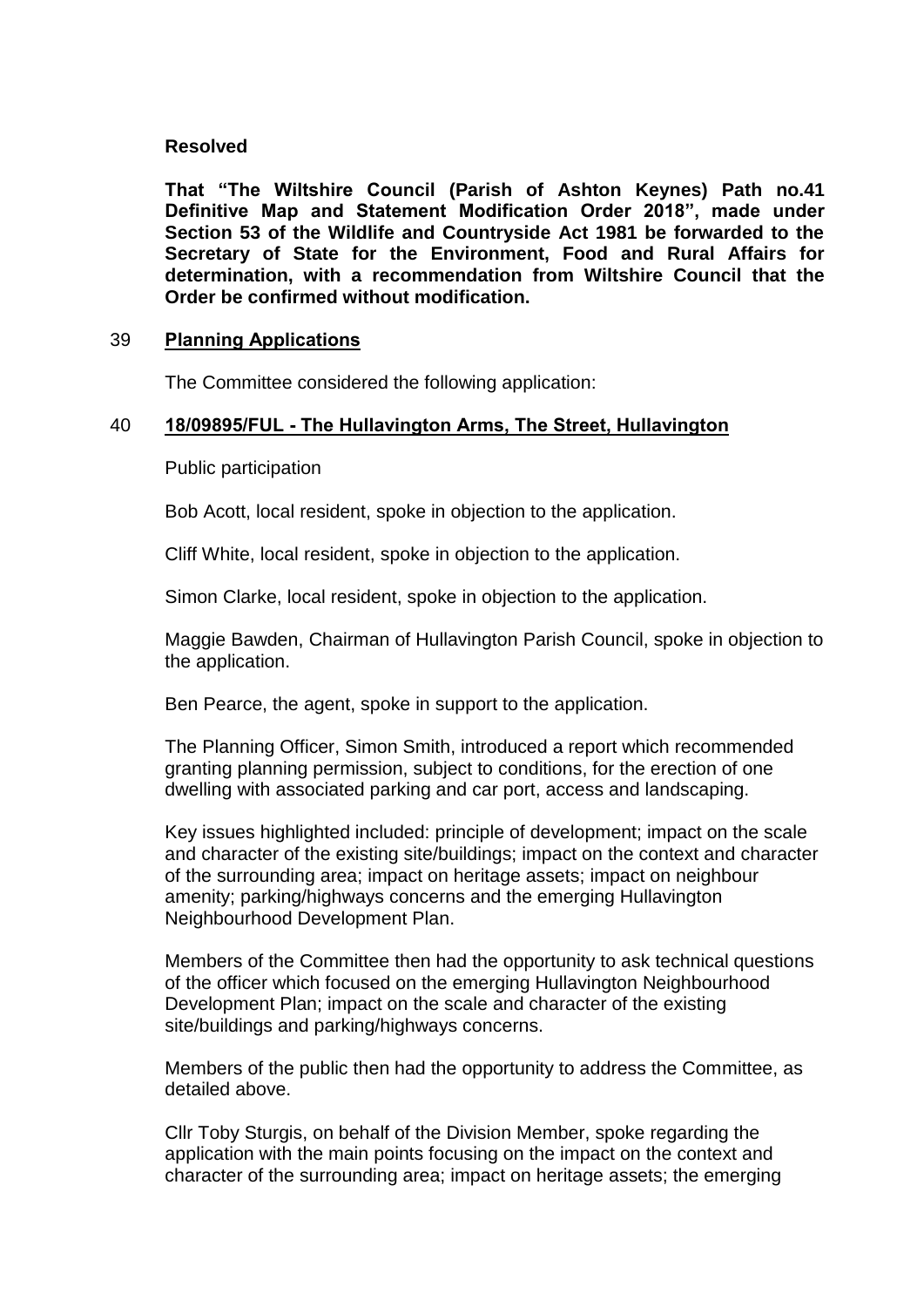**Resolved**

**That "The Wiltshire Council (Parish of Ashton Keynes) Path no.41 Definitive Map and Statement Modification Order 2018", made under Section 53 of the Wildlife and Countryside Act 1981 be forwarded to the Secretary of State for the Environment, Food and Rural Affairs for determination, with a recommendation from Wiltshire Council that the Order be confirmed without modification.**

## 39 Planning Applications

The Committee considered the following application:

## 40 18/09895/FUL - The Hullavington Arms, The Street, Hullavington

Public participation

Bob Acott, local resident, spoke in objection to the application.

Cliff White, local resident, spoke in objection to the application.

Simon Clarke, local resident, spoke in objection to the application.

Maggie Bawden, Chairman of Hullavington Parish Council, spoke in objection to the application.

Ben Pearce, the agent, spoke in support to the application.

The Planning Officer, Simon Smith, introduced a report which recommended granting planning permission, subject to conditions, for the erection of one dwelling with associated parking and car port, access and landscaping.

Key issues highlighted included: principle of development; impact on the scale and character of the existing site/buildings; impact on the context and character of the surrounding area; impact on heritage assets; impact on neighbour amenity; parking/highways concerns and the emerging Hullavington Neighbourhood Development Plan.

Members of the Committee then had the opportunity to ask technical questions of the officer which focused on the emerging Hullavington Neighbourhood Development Plan; impact on the scale and character of the existing site/buildings and parking/highways concerns.

Members of the public then had the opportunity to address the Committee, as detailed above.

Cllr Toby Sturgis, on behalf of the Division Member, spoke regarding the application with the main points focusing on the impact on the context and character of the surrounding area; impact on heritage assets; the emerging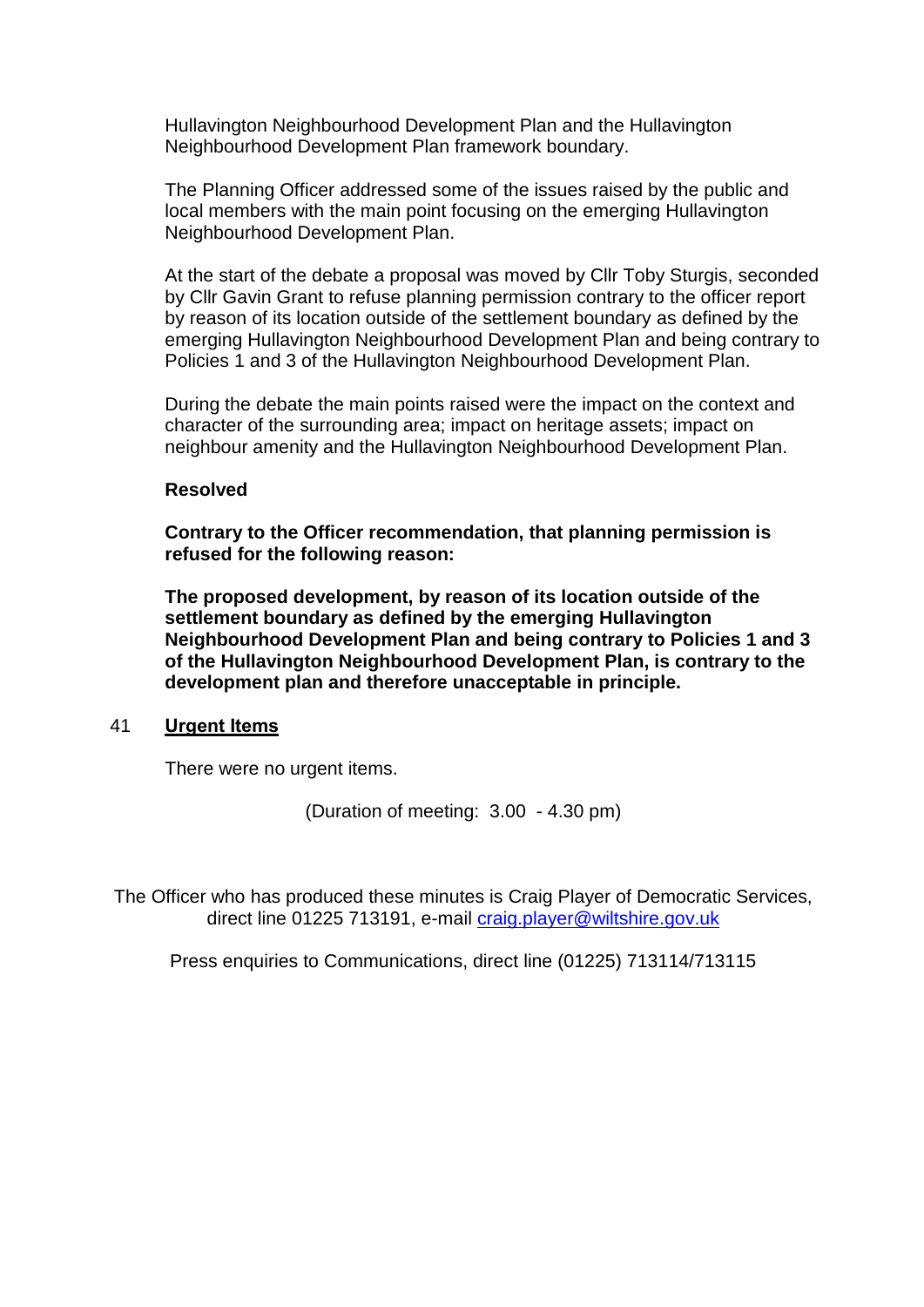Hullavington Neighbourhood Development Plan and the Hullavington Neighbourhood Development Plan framework boundary.

The Planning Officer addressed some of the issues raised by the public and local members with the main point focusing on the emerging Hullavington Neighbourhood Development Plan.

At the start of the debate a proposal was moved by Cllr Toby Sturgis, seconded by Cllr Gavin Grant to refuse planning permission contrary to the officer report by reason of its location outside of the settlement boundary as defined by the emerging Hullavington Neighbourhood Development Plan and being contrary to Policies 1 and 3 of the Hullavington Neighbourhood Development Plan.

During the debate the main points raised were the impact on the context and character of the surrounding area; impact on heritage assets; impact on neighbour amenity and the Hullavington Neighbourhood Development Plan.

**Resolved**

**Contrary to the Officer recommendation, that planning permission is refused for the following reason:**

**The proposed development, by reason of its location outside of the settlement boundary as defined by the emerging Hullavington Neighbourhood Development Plan and being contrary to Policies 1 and 3 of the Hullavington Neighbourhood Development Plan, is contrary to the development plan and therefore unacceptable in principle.**

## 41 Urgent Items

There were no urgent items.

(Duration of meeting: 3.00 - 4.30 pm)

The Officer who has produced these minutes is Craig Player of Democratic Services, direct line 01225 713191, e-mail craig.player@wiltshire.gov.uk

Press enquiries to Communications, direct line (01225) 713114/713115